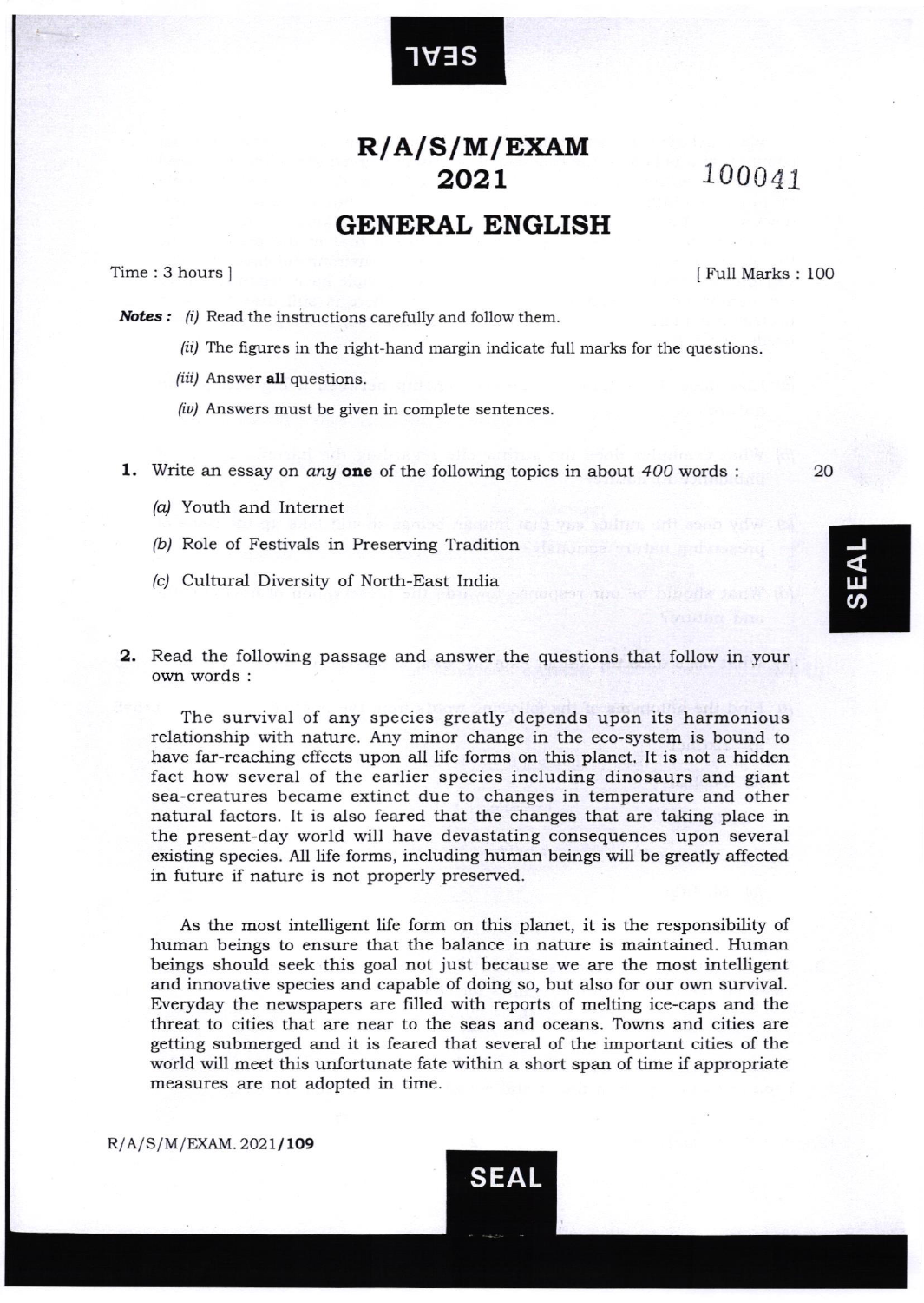# R/A/S/M/EXAM 2021

100041

## GENERAL ENGLISH

Time : 3 hours ] [ Full Marks : 100

***Notes :*** *(i)* Read the instructions carefully and follow them.

*(ii)* The figures in the right-hand margin indicate full marks for the questions.

*(iii)* Answer **all** questions.

*(iv)* Answers must be given in complete sentences.

**1.** Write an essay on *any* **one** of the following topics in about *400* words : 20

*(a)* Youth and Internet

*(b)* Role of Festivals in Preserving Tradition

*(c)* Cultural Diversity of North-East India

**2.** Read the following passage and answer the questions that follow in your own words :

The survival of any species greatly depends upon its harmonious relationship with nature. Any minor change in the eco-system is bound to have far-reaching effects upon all life forms on this planet. It is not a hidden fact how several of the earlier species including dinosaurs and giant sea-creatures became extinct due to changes in temperature and other natural factors. It is also feared that the changes that are taking place in the present-day world will have devastating consequences upon several existing species. All life forms, including human beings will be greatly affected in future if nature is not properly preserved.

As the most intelligent life form on this planet, it is the responsibility of human beings to ensure that the balance in nature is maintained. Human beings should seek this goal not just because we are the most intelligent and innovative species and capable of doing so, but also for our own survival. Everyday the newspapers are filled with reports of melting ice-caps and the threat to cities that are near to the seas and oceans. Towns and cities are getting submerged and it is feared that several of the important cities of the world will meet this unfortunate fate within a short span of time if appropriate measures are not adopted in time.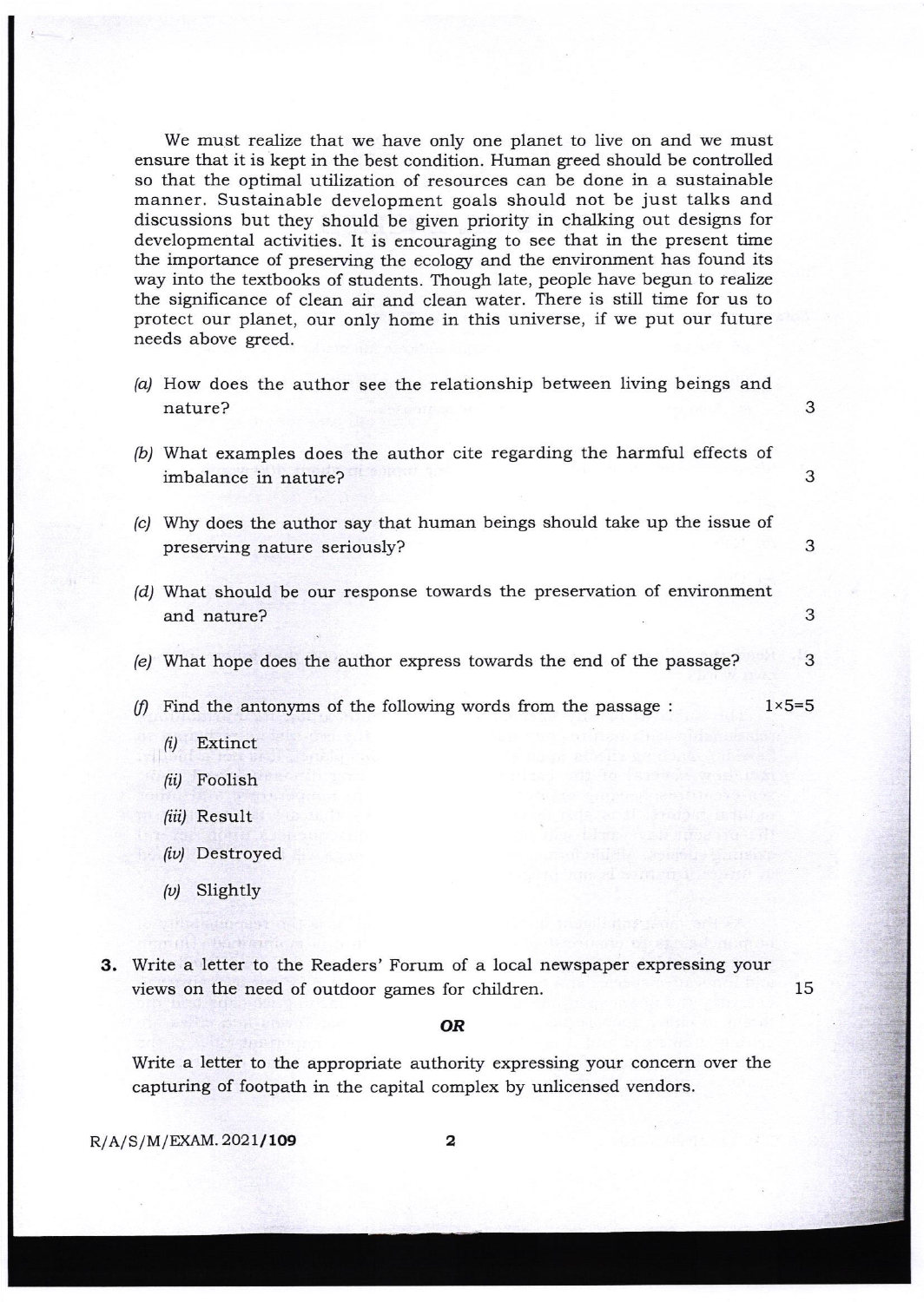We must realize that we have only one planet to live on and we must ensure that it is kept in the best condition. Human greed should be controlled so that the optimal utilization of resources can be done in a sustainable manner. Sustainable development goals should not be just talks and discussions but they should be given priority in chalking out designs for developmental activities. It is encouraging to see that in the present time the importance of preserving the ecology and the environment has found its way into the textbooks of students. Though late, people have begun to realize the significance of clean air and clean water. There is still time for us to protect our planet, our only home in this universe, if we put our future needs above greed.

*(a)* How does the author see the relationship between living beings and nature? 3

*(b)* What examples does the author cite regarding the harmful effects of imbalance in nature? 3

*(c)* Why does the author say that human beings should take up the issue of preserving nature seriously? 3

*(d)* What should be our response towards the preservation of environment and nature? 3

*(e)* What hope does the author express towards the end of the passage? 3

*(f)* Find the antonyms of the following words from the passage : 1×5=5

*(i)* Extinct

*(ii)* Foolish

*(iii)* Result

*(iv)* Destroyed

*(v)* Slightly

**3.** Write a letter to the Readers' Forum of a local newspaper expressing your views on the need of outdoor games for children. 15

***OR***

Write a letter to the appropriate authority expressing your concern over the capturing of footpath in the capital complex by unlicensed vendors.